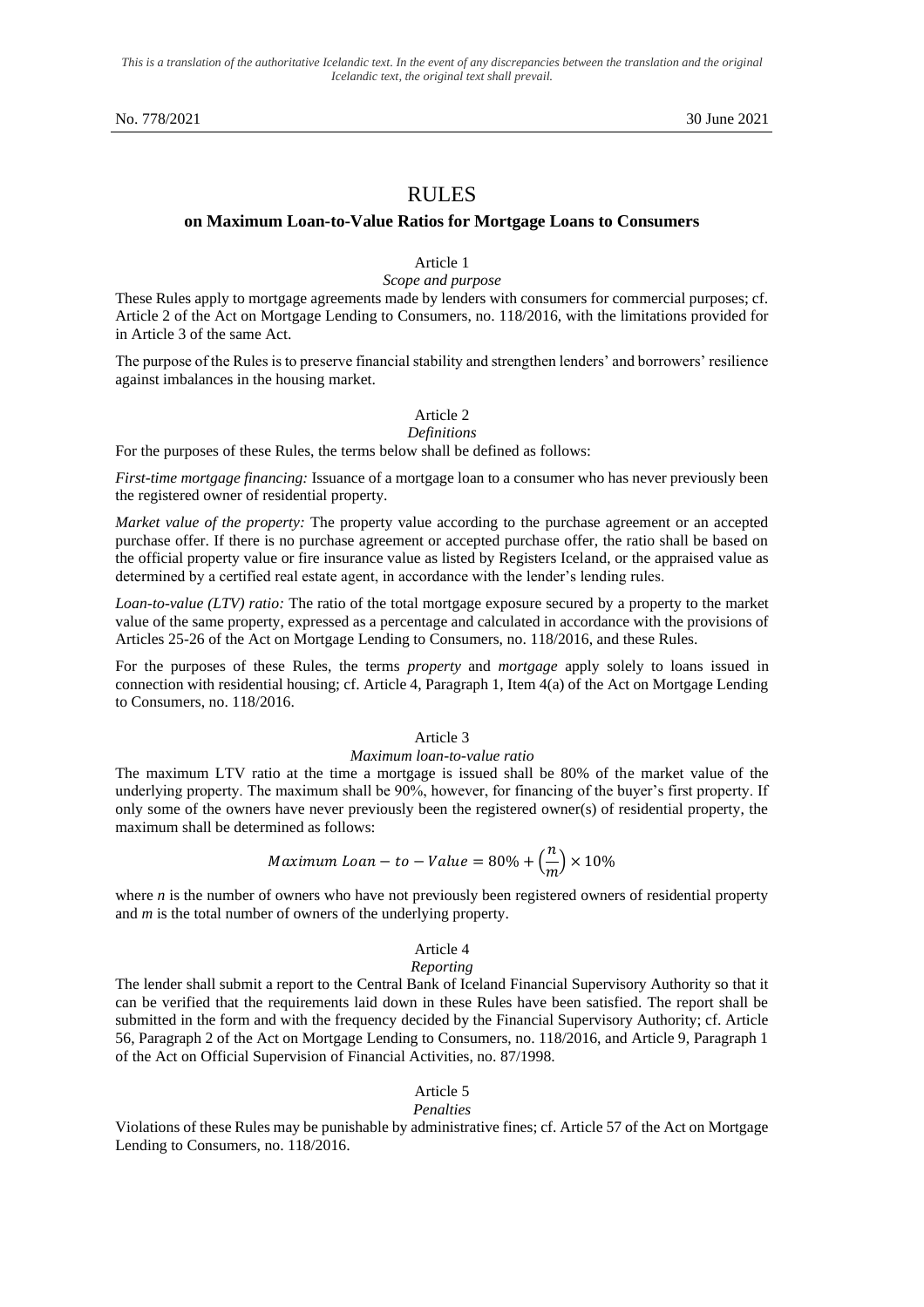*This is a translation of the authoritative Icelandic text. In the event of any discrepancies between the translation and the original Icelandic text, the original text shall prevail.*

No. 778/2021 30 June 2021

# RULES

## on Maximum Loan-to-Value Ratios for Mortgage Loans to Consumers

### Article 1
*Scope and purpose*

These Rules apply to mortgage agreements made by lenders with consumers for commercial purposes; cf. Article 2 of the Act on Mortgage Lending to Consumers, no. 118/2016, with the limitations provided for in Article 3 of the same Act.

The purpose of the Rules is to preserve financial stability and strengthen lenders' and borrowers' resilience against imbalances in the housing market.

### Article 2
*Definitions*

For the purposes of these Rules, the terms below shall be defined as follows:

*First-time mortgage financing:* Issuance of a mortgage loan to a consumer who has never previously been the registered owner of residential property.

*Market value of the property:* The property value according to the purchase agreement or an accepted purchase offer. If there is no purchase agreement or accepted purchase offer, the ratio shall be based on the official property value or fire insurance value as listed by Registers Iceland, or the appraised value as determined by a certified real estate agent, in accordance with the lender's lending rules.

*Loan-to-value (LTV) ratio:* The ratio of the total mortgage exposure secured by a property to the market value of the same property, expressed as a percentage and calculated in accordance with the provisions of Articles 25-26 of the Act on Mortgage Lending to Consumers, no. 118/2016, and these Rules.

For the purposes of these Rules, the terms *property* and *mortgage* apply solely to loans issued in connection with residential housing; cf. Article 4, Paragraph 1, Item 4(a) of the Act on Mortgage Lending to Consumers, no. 118/2016.

### Article 3
*Maximum loan-to-value ratio*

The maximum LTV ratio at the time a mortgage is issued shall be 80% of the market value of the underlying property. The maximum shall be 90%, however, for financing of the buyer's first property. If only some of the owners have never previously been the registered owner(s) of residential property, the maximum shall be determined as follows:

$$Maximum\ Loan-to-Value = 80\% + \left(\frac{n}{m}\right) \times 10\%$$

where $n$ is the number of owners who have not previously been registered owners of residential property and $m$ is the total number of owners of the underlying property.

### Article 4
*Reporting*

The lender shall submit a report to the Central Bank of Iceland Financial Supervisory Authority so that it can be verified that the requirements laid down in these Rules have been satisfied. The report shall be submitted in the form and with the frequency decided by the Financial Supervisory Authority; cf. Article 56, Paragraph 2 of the Act on Mortgage Lending to Consumers, no. 118/2016, and Article 9, Paragraph 1 of the Act on Official Supervision of Financial Activities, no. 87/1998.

### Article 5
*Penalties*

Violations of these Rules may be punishable by administrative fines; cf. Article 57 of the Act on Mortgage Lending to Consumers, no. 118/2016.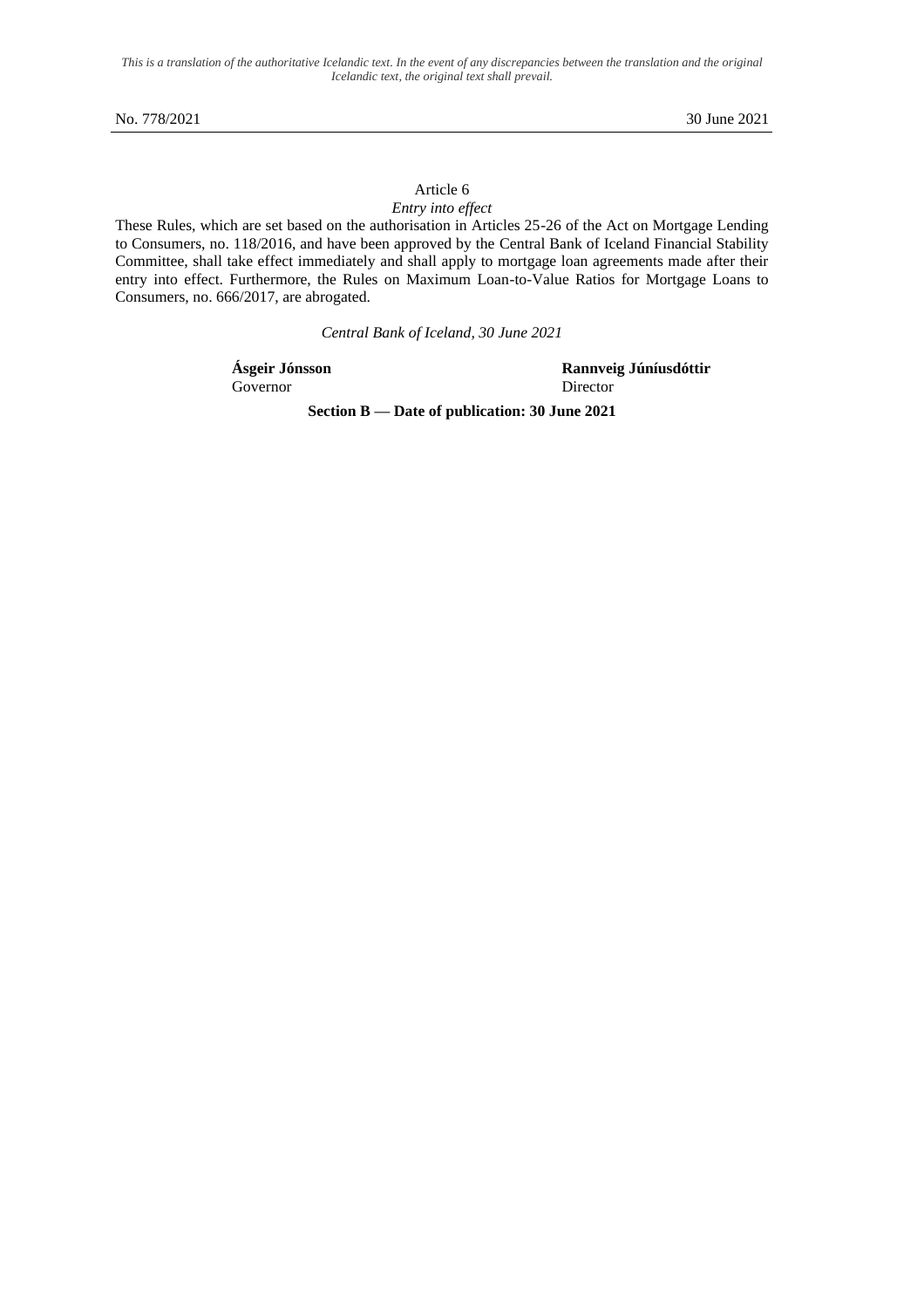Article 6

*Entry into effect*

These Rules, which are set based on the authorisation in Articles 25-26 of the Act on Mortgage Lending to Consumers, no. 118/2016, and have been approved by the Central Bank of Iceland Financial Stability Committee, shall take effect immediately and shall apply to mortgage loan agreements made after their entry into effect. Furthermore, the Rules on Maximum Loan-to-Value Ratios for Mortgage Loans to Consumers, no. 666/2017, are abrogated.

*Central Bank of Iceland, 30 June 2021*

**Ásgeir Jónsson**
Governor

**Rannveig Júníusdóttir**
Director

**Section B — Date of publication: 30 June 2021**